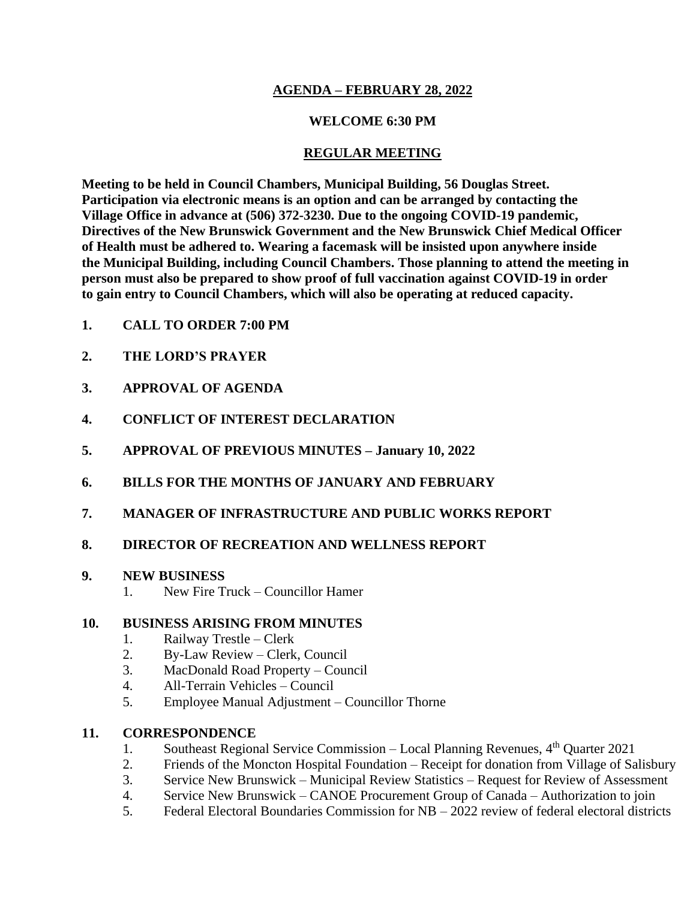# AGENDA – FEBRUARY 28, 2022

## WELCOME 6:30 PM

## REGULAR MEETING

**Meeting to be held in Council Chambers, Municipal Building, 56 Douglas Street. Participation via electronic means is an option and can be arranged by contacting the Village Office in advance at (506) 372-3230. Due to the ongoing COVID-19 pandemic, Directives of the New Brunswick Government and the New Brunswick Chief Medical Officer of Health must be adhered to. Wearing a facemask will be insisted upon anywhere inside the Municipal Building, including Council Chambers. Those planning to attend the meeting in person must also be prepared to show proof of full vaccination against COVID-19 in order to gain entry to Council Chambers, which will also be operating at reduced capacity.**

**1. CALL TO ORDER 7:00 PM**

**2. THE LORD'S PRAYER**

**3. APPROVAL OF AGENDA**

**4. CONFLICT OF INTEREST DECLARATION**

**5. APPROVAL OF PREVIOUS MINUTES – January 10, 2022**

**6. BILLS FOR THE MONTHS OF JANUARY AND FEBRUARY**

**7. MANAGER OF INFRASTRUCTURE AND PUBLIC WORKS REPORT**

**8. DIRECTOR OF RECREATION AND WELLNESS REPORT**

**9. NEW BUSINESS**

1. New Fire Truck – Councillor Hamer

**10. BUSINESS ARISING FROM MINUTES**

1. Railway Trestle – Clerk
2. By-Law Review – Clerk, Council
3. MacDonald Road Property – Council
4. All-Terrain Vehicles – Council
5. Employee Manual Adjustment – Councillor Thorne

**11. CORRESPONDENCE**

1. Southeast Regional Service Commission – Local Planning Revenues, 4th Quarter 2021
2. Friends of the Moncton Hospital Foundation – Receipt for donation from Village of Salisbury
3. Service New Brunswick – Municipal Review Statistics – Request for Review of Assessment
4. Service New Brunswick – CANOE Procurement Group of Canada – Authorization to join
5. Federal Electoral Boundaries Commission for NB – 2022 review of federal electoral districts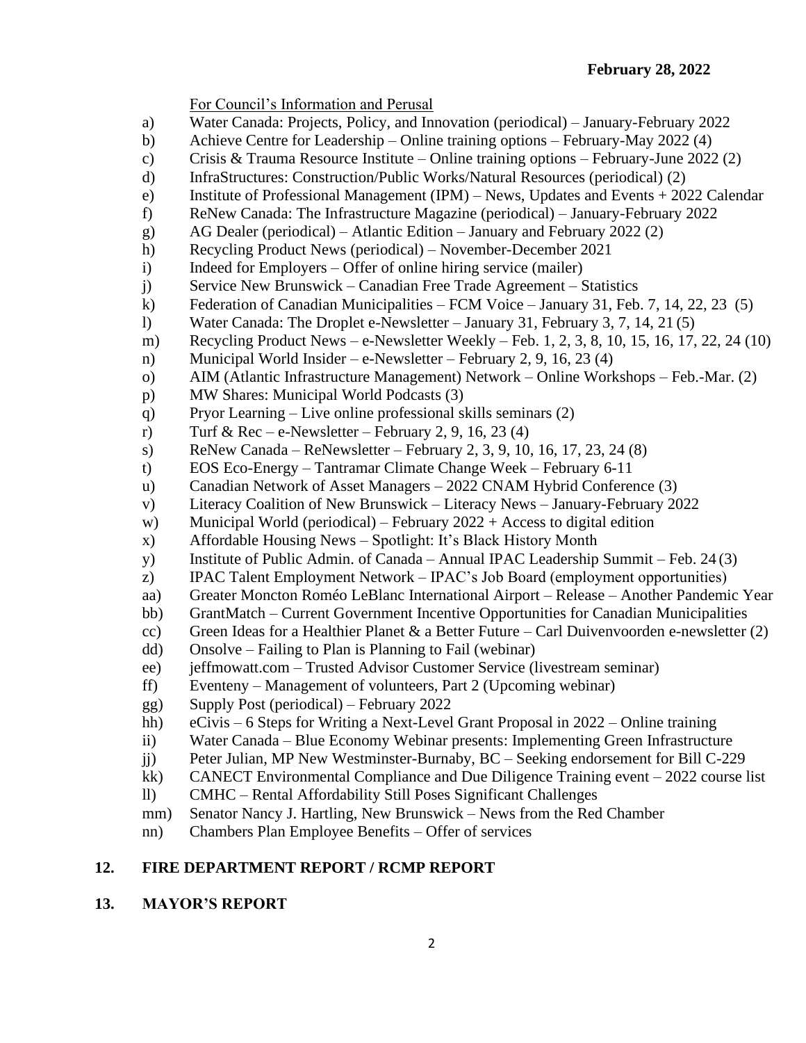**February 28, 2022**

For Council's Information and Perusal

a) Water Canada: Projects, Policy, and Innovation (periodical) – January-February 2022
b) Achieve Centre for Leadership – Online training options – February-May 2022 (4)
c) Crisis & Trauma Resource Institute – Online training options – February-June 2022 (2)
d) InfraStructures: Construction/Public Works/Natural Resources (periodical) (2)
e) Institute of Professional Management (IPM) – News, Updates and Events + 2022 Calendar
f) ReNew Canada: The Infrastructure Magazine (periodical) – January-February 2022
g) AG Dealer (periodical) – Atlantic Edition – January and February 2022 (2)
h) Recycling Product News (periodical) – November-December 2021
i) Indeed for Employers – Offer of online hiring service (mailer)
j) Service New Brunswick – Canadian Free Trade Agreement – Statistics
k) Federation of Canadian Municipalities – FCM Voice – January 31, Feb. 7, 14, 22, 23 (5)
l) Water Canada: The Droplet e-Newsletter – January 31, February 3, 7, 14, 21 (5)
m) Recycling Product News – e-Newsletter Weekly – Feb. 1, 2, 3, 8, 10, 15, 16, 17, 22, 24 (10)
n) Municipal World Insider – e-Newsletter – February 2, 9, 16, 23 (4)
o) AIM (Atlantic Infrastructure Management) Network – Online Workshops – Feb.-Mar. (2)
p) MW Shares: Municipal World Podcasts (3)
q) Pryor Learning – Live online professional skills seminars (2)
r) Turf & Rec – e-Newsletter – February 2, 9, 16, 23 (4)
s) ReNew Canada – ReNewsletter – February 2, 3, 9, 10, 16, 17, 23, 24 (8)
t) EOS Eco-Energy – Tantramar Climate Change Week – February 6-11
u) Canadian Network of Asset Managers – 2022 CNAM Hybrid Conference (3)
v) Literacy Coalition of New Brunswick – Literacy News – January-February 2022
w) Municipal World (periodical) – February 2022 + Access to digital edition
x) Affordable Housing News – Spotlight: It's Black History Month
y) Institute of Public Admin. of Canada – Annual IPAC Leadership Summit – Feb. 24 (3)
z) IPAC Talent Employment Network – IPAC's Job Board (employment opportunities)
aa) Greater Moncton Roméo LeBlanc International Airport – Release – Another Pandemic Year
bb) GrantMatch – Current Government Incentive Opportunities for Canadian Municipalities
cc) Green Ideas for a Healthier Planet & a Better Future – Carl Duivenvoorden e-newsletter (2)
dd) Onsolve – Failing to Plan is Planning to Fail (webinar)
ee) jeffmowatt.com – Trusted Advisor Customer Service (livestream seminar)
ff) Eventeny – Management of volunteers, Part 2 (Upcoming webinar)
gg) Supply Post (periodical) – February 2022
hh) eCivis – 6 Steps for Writing a Next-Level Grant Proposal in 2022 – Online training
ii) Water Canada – Blue Economy Webinar presents: Implementing Green Infrastructure
jj) Peter Julian, MP New Westminster-Burnaby, BC – Seeking endorsement for Bill C-229
kk) CANECT Environmental Compliance and Due Diligence Training event – 2022 course list
ll) CMHC – Rental Affordability Still Poses Significant Challenges
mm) Senator Nancy J. Hartling, New Brunswick – News from the Red Chamber
nn) Chambers Plan Employee Benefits – Offer of services

## 12. FIRE DEPARTMENT REPORT / RCMP REPORT

## 13. MAYOR'S REPORT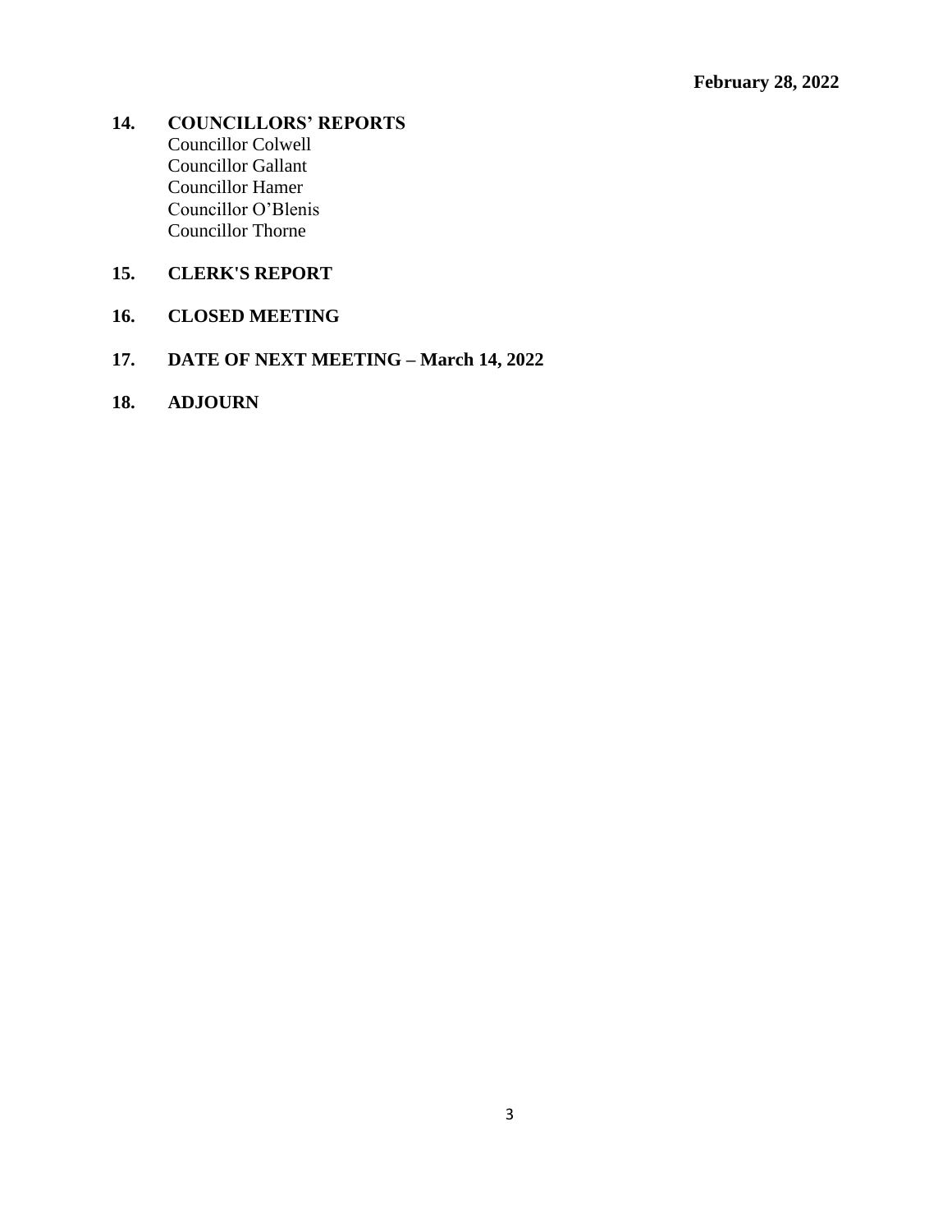**February 28, 2022**

**14. COUNCILLORS' REPORTS**

Councillor Colwell
Councillor Gallant
Councillor Hamer
Councillor O'Blenis
Councillor Thorne

**15. CLERK'S REPORT**

**16. CLOSED MEETING**

**17. DATE OF NEXT MEETING – March 14, 2022**

**18. ADJOURN**